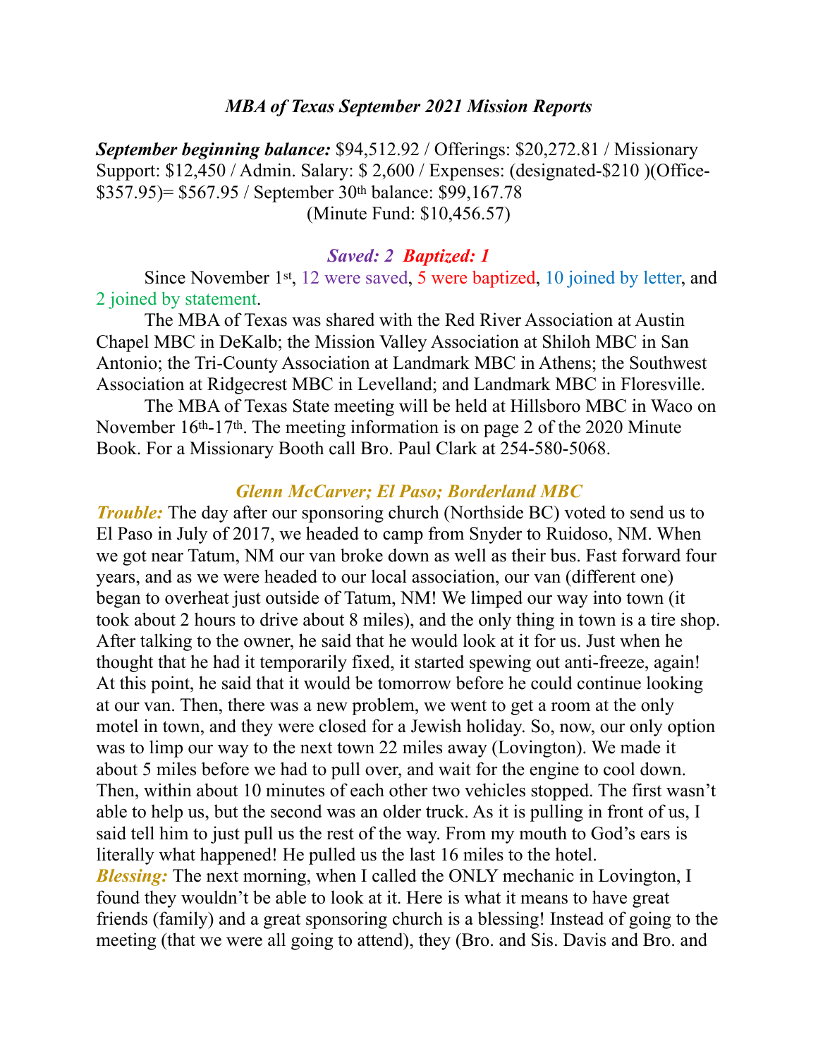# *MBA of Texas September 2021 Mission Reports*

***September beginning balance:*** $94,512.92 / Offerings: $20,272.81 / Missionary Support: $12,450 / Admin. Salary: $ 2,600 / Expenses: (designated-$210 )(Office-$357.95)= $567.95 / September 30th balance: $99,167.78
(Minute Fund: $10,456.57)

***Saved: 2 Baptized: 1***

Since November 1st, 12 were saved, 5 were baptized, 10 joined by letter, and 2 joined by statement.

The MBA of Texas was shared with the Red River Association at Austin Chapel MBC in DeKalb; the Mission Valley Association at Shiloh MBC in San Antonio; the Tri-County Association at Landmark MBC in Athens; the Southwest Association at Ridgecrest MBC in Levelland; and Landmark MBC in Floresville.

The MBA of Texas State meeting will be held at Hillsboro MBC in Waco on November 16th-17th. The meeting information is on page 2 of the 2020 Minute Book. For a Missionary Booth call Bro. Paul Clark at 254-580-5068.

***Glenn McCarver; El Paso; Borderland MBC***

***Trouble:*** The day after our sponsoring church (Northside BC) voted to send us to El Paso in July of 2017, we headed to camp from Snyder to Ruidoso, NM. When we got near Tatum, NM our van broke down as well as their bus. Fast forward four years, and as we were headed to our local association, our van (different one) began to overheat just outside of Tatum, NM! We limped our way into town (it took about 2 hours to drive about 8 miles), and the only thing in town is a tire shop. After talking to the owner, he said that he would look at it for us. Just when he thought that he had it temporarily fixed, it started spewing out anti-freeze, again! At this point, he said that it would be tomorrow before he could continue looking at our van. Then, there was a new problem, we went to get a room at the only motel in town, and they were closed for a Jewish holiday. So, now, our only option was to limp our way to the next town 22 miles away (Lovington). We made it about 5 miles before we had to pull over, and wait for the engine to cool down. Then, within about 10 minutes of each other two vehicles stopped. The first wasn't able to help us, but the second was an older truck. As it is pulling in front of us, I said tell him to just pull us the rest of the way. From my mouth to God's ears is literally what happened! He pulled us the last 16 miles to the hotel.

***Blessing:*** The next morning, when I called the ONLY mechanic in Lovington, I found they wouldn't be able to look at it. Here is what it means to have great friends (family) and a great sponsoring church is a blessing! Instead of going to the meeting (that we were all going to attend), they (Bro. and Sis. Davis and Bro. and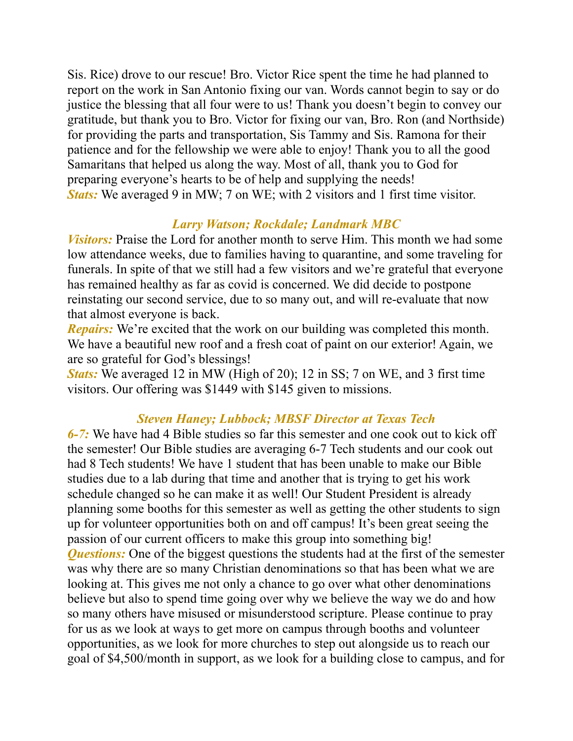Sis. Rice) drove to our rescue! Bro. Victor Rice spent the time he had planned to report on the work in San Antonio fixing our van. Words cannot begin to say or do justice the blessing that all four were to us! Thank you doesn't begin to convey our gratitude, but thank you to Bro. Victor for fixing our van, Bro. Ron (and Northside) for providing the parts and transportation, Sis Tammy and Sis. Ramona for their patience and for the fellowship we were able to enjoy! Thank you to all the good Samaritans that helped us along the way. Most of all, thank you to God for preparing everyone's hearts to be of help and supplying the needs!
***Stats:*** We averaged 9 in MW; 7 on WE; with 2 visitors and 1 first time visitor.

### *Larry Watson; Rockdale; Landmark MBC*

***Visitors:*** Praise the Lord for another month to serve Him. This month we had some low attendance weeks, due to families having to quarantine, and some traveling for funerals. In spite of that we still had a few visitors and we're grateful that everyone has remained healthy as far as covid is concerned. We did decide to postpone reinstating our second service, due to so many out, and will re-evaluate that now that almost everyone is back.
***Repairs:*** We're excited that the work on our building was completed this month. We have a beautiful new roof and a fresh coat of paint on our exterior! Again, we are so grateful for God's blessings!
***Stats:*** We averaged 12 in MW (High of 20); 12 in SS; 7 on WE, and 3 first time visitors. Our offering was $1449 with $145 given to missions.

### *Steven Haney; Lubbock; MBSF Director at Texas Tech*

***6-7:*** We have had 4 Bible studies so far this semester and one cook out to kick off the semester! Our Bible studies are averaging 6-7 Tech students and our cook out had 8 Tech students! We have 1 student that has been unable to make our Bible studies due to a lab during that time and another that is trying to get his work schedule changed so he can make it as well! Our Student President is already planning some booths for this semester as well as getting the other students to sign up for volunteer opportunities both on and off campus! It's been great seeing the passion of our current officers to make this group into something big!
***Questions:*** One of the biggest questions the students had at the first of the semester was why there are so many Christian denominations so that has been what we are looking at. This gives me not only a chance to go over what other denominations believe but also to spend time going over why we believe the way we do and how so many others have misused or misunderstood scripture. Please continue to pray for us as we look at ways to get more on campus through booths and volunteer opportunities, as we look for more churches to step out alongside us to reach our goal of $4,500/month in support, as we look for a building close to campus, and for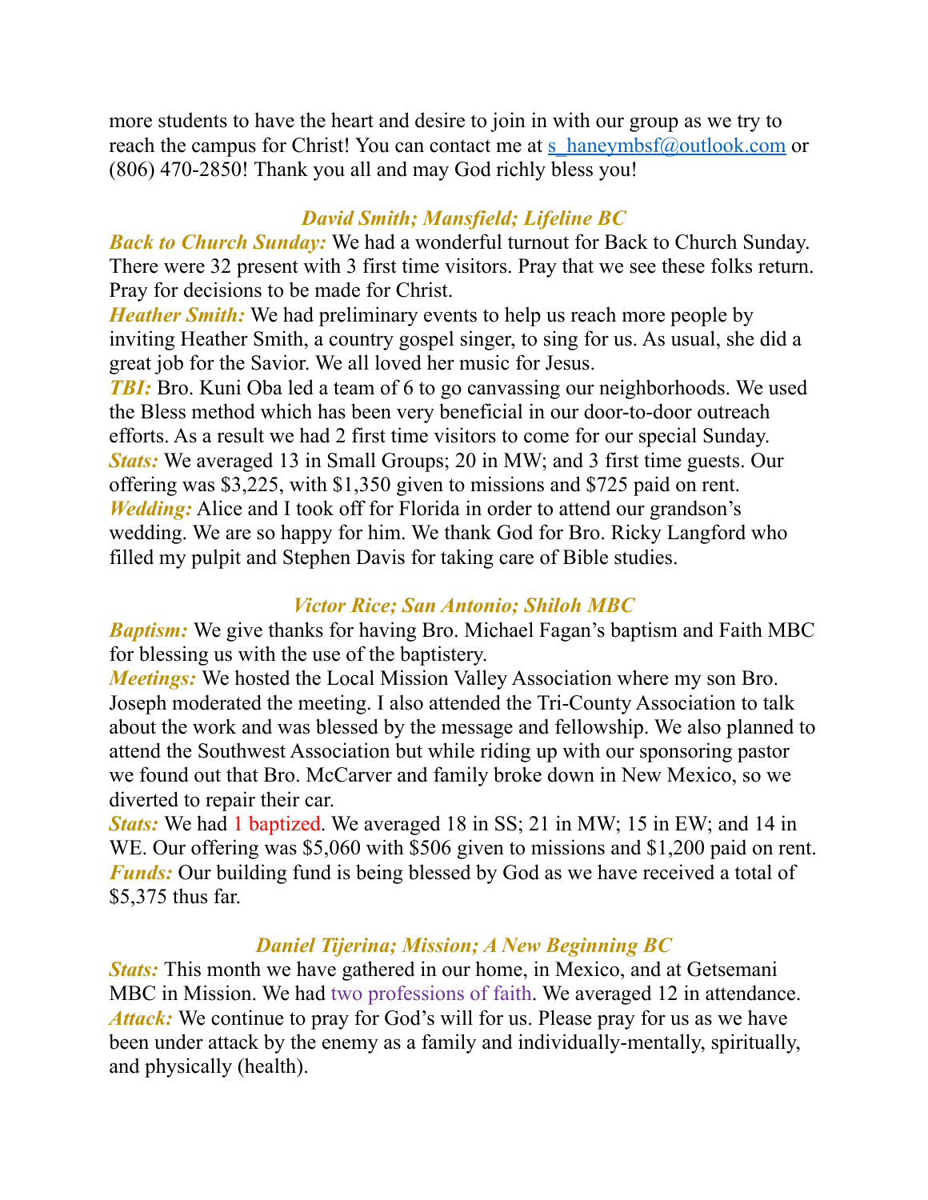more students to have the heart and desire to join in with our group as we try to reach the campus for Christ! You can contact me at s_haneymbsf@outlook.com or (806) 470-2850! Thank you all and may God richly bless you!

### *David Smith; Mansfield; Lifeline BC*

***Back to Church Sunday:*** We had a wonderful turnout for Back to Church Sunday. There were 32 present with 3 first time visitors. Pray that we see these folks return. Pray for decisions to be made for Christ.
***Heather Smith:*** We had preliminary events to help us reach more people by inviting Heather Smith, a country gospel singer, to sing for us. As usual, she did a great job for the Savior. We all loved her music for Jesus.
***TBI:*** Bro. Kuni Oba led a team of 6 to go canvassing our neighborhoods. We used the Bless method which has been very beneficial in our door-to-door outreach efforts. As a result we had 2 first time visitors to come for our special Sunday.
***Stats:*** We averaged 13 in Small Groups; 20 in MW; and 3 first time guests. Our offering was $3,225, with $1,350 given to missions and $725 paid on rent.
***Wedding:*** Alice and I took off for Florida in order to attend our grandson's wedding. We are so happy for him. We thank God for Bro. Ricky Langford who filled my pulpit and Stephen Davis for taking care of Bible studies.

### *Victor Rice; San Antonio; Shiloh MBC*

***Baptism:*** We give thanks for having Bro. Michael Fagan's baptism and Faith MBC for blessing us with the use of the baptistery.
***Meetings:*** We hosted the Local Mission Valley Association where my son Bro. Joseph moderated the meeting. I also attended the Tri-County Association to talk about the work and was blessed by the message and fellowship. We also planned to attend the Southwest Association but while riding up with our sponsoring pastor we found out that Bro. McCarver and family broke down in New Mexico, so we diverted to repair their car.
***Stats:*** We had 1 baptized. We averaged 18 in SS; 21 in MW; 15 in EW; and 14 in WE. Our offering was $5,060 with $506 given to missions and $1,200 paid on rent.
***Funds:*** Our building fund is being blessed by God as we have received a total of $5,375 thus far.

### *Daniel Tijerina; Mission; A New Beginning BC*

***Stats:*** This month we have gathered in our home, in Mexico, and at Getsemani MBC in Mission. We had two professions of faith. We averaged 12 in attendance.
***Attack:*** We continue to pray for God's will for us. Please pray for us as we have been under attack by the enemy as a family and individually-mentally, spiritually, and physically (health).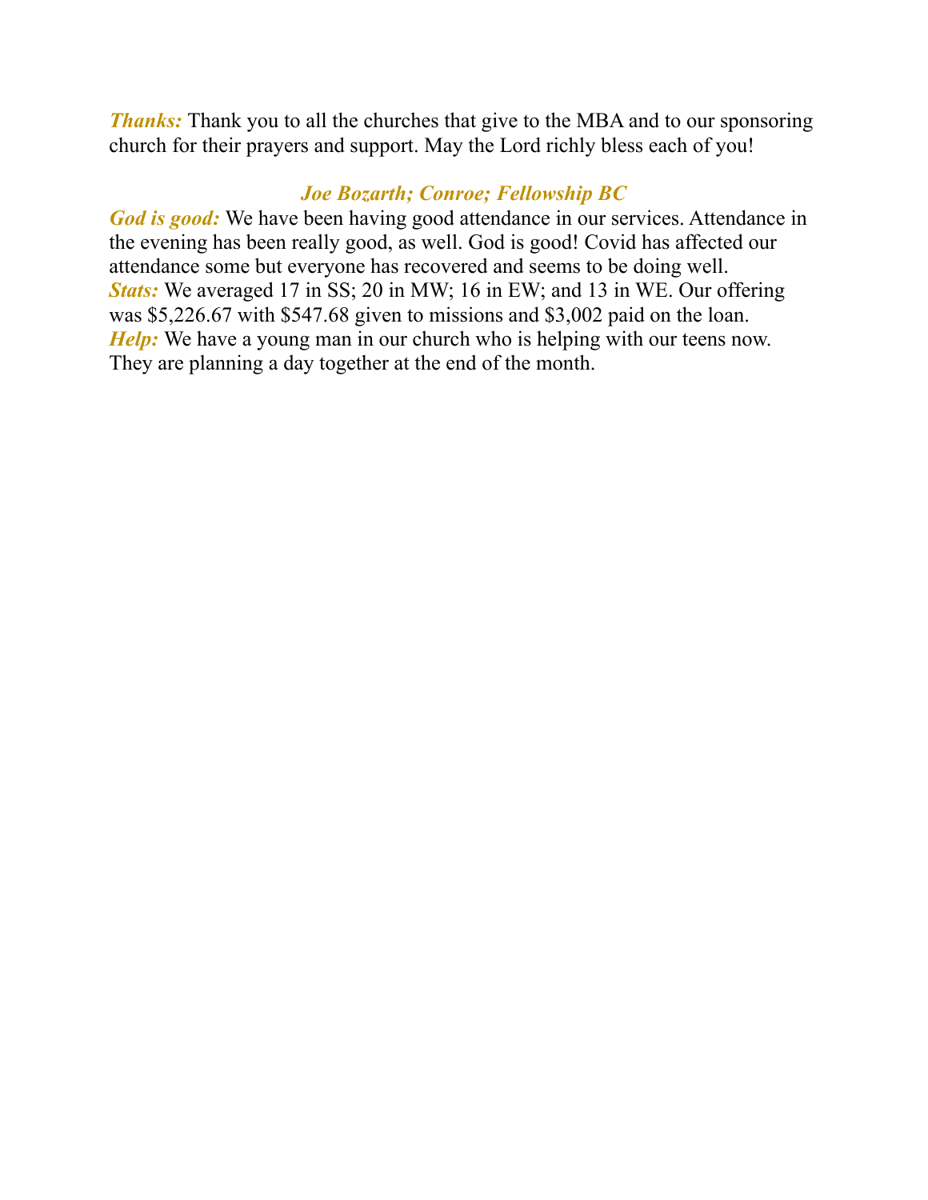***Thanks:*** Thank you to all the churches that give to the MBA and to our sponsoring church for their prayers and support. May the Lord richly bless each of you!

### *Joe Bozarth; Conroe; Fellowship BC*

***God is good:*** We have been having good attendance in our services. Attendance in the evening has been really good, as well. God is good! Covid has affected our attendance some but everyone has recovered and seems to be doing well.
***Stats:*** We averaged 17 in SS; 20 in MW; 16 in EW; and 13 in WE. Our offering was $5,226.67 with $547.68 given to missions and $3,002 paid on the loan.
***Help:*** We have a young man in our church who is helping with our teens now. They are planning a day together at the end of the month.